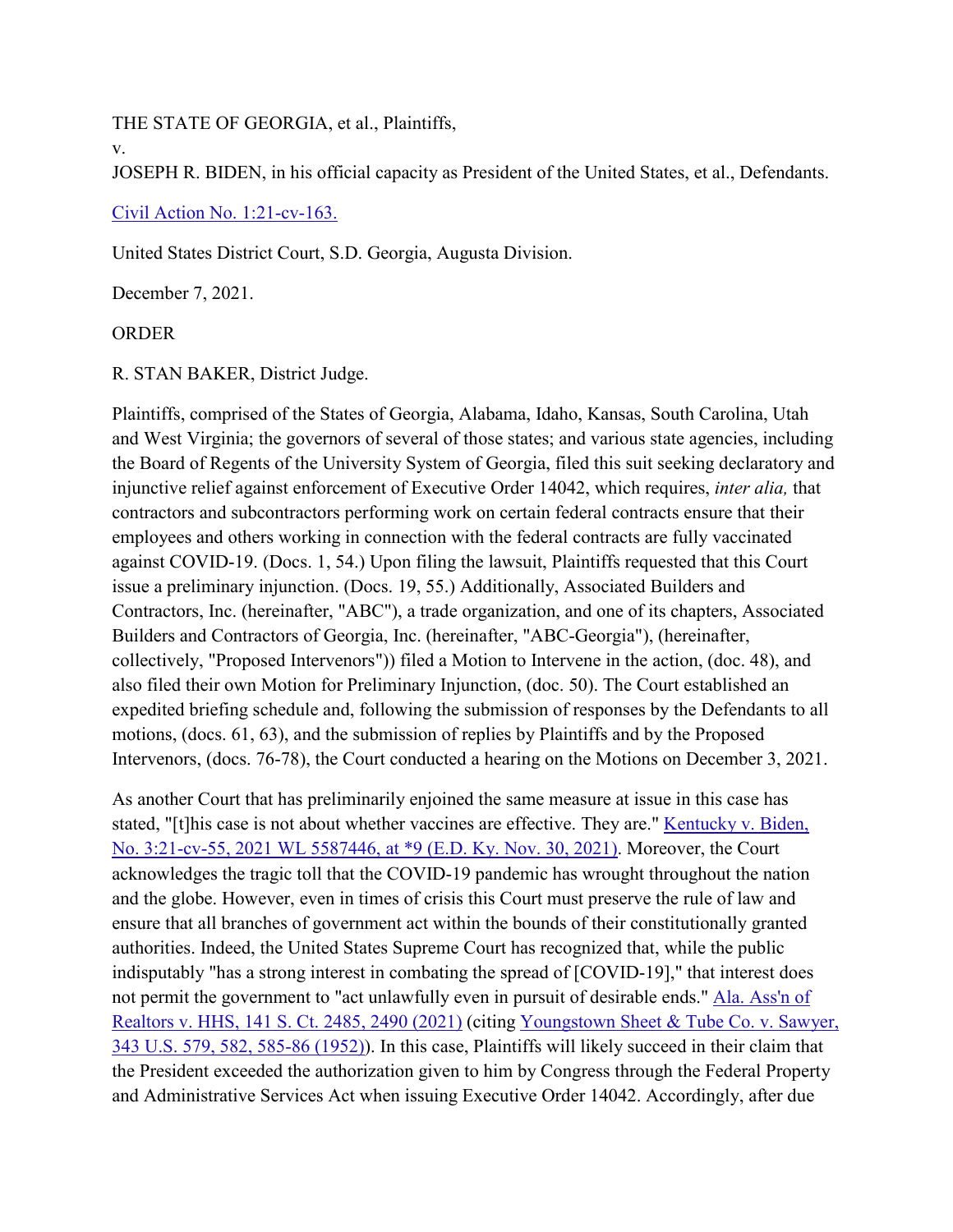THE STATE OF GEORGIA, et al., Plaintiffs,

v.

JOSEPH R. BIDEN, in his official capacity as President of the United States, et al., Defendants.

Civil Action No. 1:21-cv-163.

United States District Court, S.D. Georgia, Augusta Division.

December 7, 2021.

ORDER

R. STAN BAKER, District Judge.

Plaintiffs, comprised of the States of Georgia, Alabama, Idaho, Kansas, South Carolina, Utah and West Virginia; the governors of several of those states; and various state agencies, including the Board of Regents of the University System of Georgia, filed this suit seeking declaratory and injunctive relief against enforcement of Executive Order 14042, which requires, *inter alia,* that contractors and subcontractors performing work on certain federal contracts ensure that their employees and others working in connection with the federal contracts are fully vaccinated against COVID-19. (Docs. 1, 54.) Upon filing the lawsuit, Plaintiffs requested that this Court issue a preliminary injunction. (Docs. 19, 55.) Additionally, Associated Builders and Contractors, Inc. (hereinafter, "ABC"), a trade organization, and one of its chapters, Associated Builders and Contractors of Georgia, Inc. (hereinafter, "ABC-Georgia"), (hereinafter, collectively, "Proposed Intervenors")) filed a Motion to Intervene in the action, (doc. 48), and also filed their own Motion for Preliminary Injunction, (doc. 50). The Court established an expedited briefing schedule and, following the submission of responses by the Defendants to all motions, (docs. 61, 63), and the submission of replies by Plaintiffs and by the Proposed Intervenors, (docs. 76-78), the Court conducted a hearing on the Motions on December 3, 2021.

As another Court that has preliminarily enjoined the same measure at issue in this case has stated, "[t]his case is not about whether vaccines are effective. They are." Kentucky v. Biden, No. 3:21-cv-55, 2021 WL 5587446, at *9 (E.D. Ky. Nov. 30, 2021). Moreover, the Court acknowledges the tragic toll that the COVID-19 pandemic has wrought throughout the nation and the globe. However, even in times of crisis this Court must preserve the rule of law and ensure that all branches of government act within the bounds of their constitutionally granted authorities. Indeed, the United States Supreme Court has recognized that, while the public indisputably "has a strong interest in combating the spread of [COVID-19]," that interest does not permit the government to "act unlawfully even in pursuit of desirable ends." Ala. Ass'n of Realtors v. HHS, 141 S. Ct. 2485, 2490 (2021) (citing Youngstown Sheet & Tube Co. v. Sawyer, 343 U.S. 579, 582, 585-86 (1952)). In this case, Plaintiffs will likely succeed in their claim that the President exceeded the authorization given to him by Congress through the Federal Property and Administrative Services Act when issuing Executive Order 14042. Accordingly, after due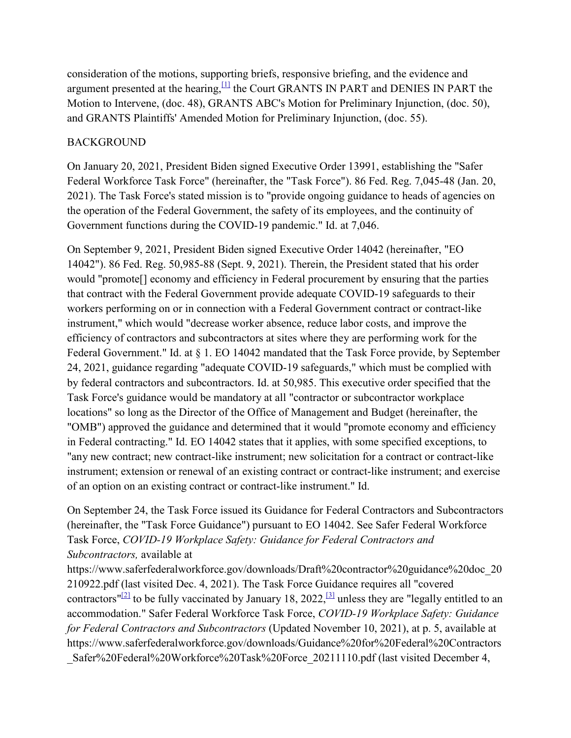consideration of the motions, supporting briefs, responsive briefing, and the evidence and argument presented at the hearing,[1] the Court GRANTS IN PART and DENIES IN PART the Motion to Intervene, (doc. 48), GRANTS ABC's Motion for Preliminary Injunction, (doc. 50), and GRANTS Plaintiffs' Amended Motion for Preliminary Injunction, (doc. 55).

## BACKGROUND

On January 20, 2021, President Biden signed Executive Order 13991, establishing the "Safer Federal Workforce Task Force" (hereinafter, the "Task Force"). 86 Fed. Reg. 7,045-48 (Jan. 20, 2021). The Task Force's stated mission is to "provide ongoing guidance to heads of agencies on the operation of the Federal Government, the safety of its employees, and the continuity of Government functions during the COVID-19 pandemic." Id. at 7,046.

On September 9, 2021, President Biden signed Executive Order 14042 (hereinafter, "EO 14042"). 86 Fed. Reg. 50,985-88 (Sept. 9, 2021). Therein, the President stated that his order would "promote[] economy and efficiency in Federal procurement by ensuring that the parties that contract with the Federal Government provide adequate COVID-19 safeguards to their workers performing on or in connection with a Federal Government contract or contract-like instrument," which would "decrease worker absence, reduce labor costs, and improve the efficiency of contractors and subcontractors at sites where they are performing work for the Federal Government." Id. at § 1. EO 14042 mandated that the Task Force provide, by September 24, 2021, guidance regarding "adequate COVID-19 safeguards," which must be complied with by federal contractors and subcontractors. Id. at 50,985. This executive order specified that the Task Force's guidance would be mandatory at all "contractor or subcontractor workplace locations" so long as the Director of the Office of Management and Budget (hereinafter, the "OMB") approved the guidance and determined that it would "promote economy and efficiency in Federal contracting." Id. EO 14042 states that it applies, with some specified exceptions, to "any new contract; new contract-like instrument; new solicitation for a contract or contract-like instrument; extension or renewal of an existing contract or contract-like instrument; and exercise of an option on an existing contract or contract-like instrument." Id.

On September 24, the Task Force issued its Guidance for Federal Contractors and Subcontractors (hereinafter, the "Task Force Guidance") pursuant to EO 14042. See Safer Federal Workforce Task Force, *COVID-19 Workplace Safety: Guidance for Federal Contractors and Subcontractors,* available at https://www.saferfederalworkforce.gov/downloads/Draft%20contractor%20guidance%20doc_20210922.pdf (last visited Dec. 4, 2021). The Task Force Guidance requires all "covered contractors"[2] to be fully vaccinated by January 18, 2022,[3] unless they are "legally entitled to an accommodation." Safer Federal Workforce Task Force, *COVID-19 Workplace Safety: Guidance for Federal Contractors and Subcontractors* (Updated November 10, 2021), at p. 5, available at https://www.saferfederalworkforce.gov/downloads/Guidance%20for%20Federal%20Contractors_Safer%20Federal%20Workforce%20Task%20Force_20211110.pdf (last visited December 4,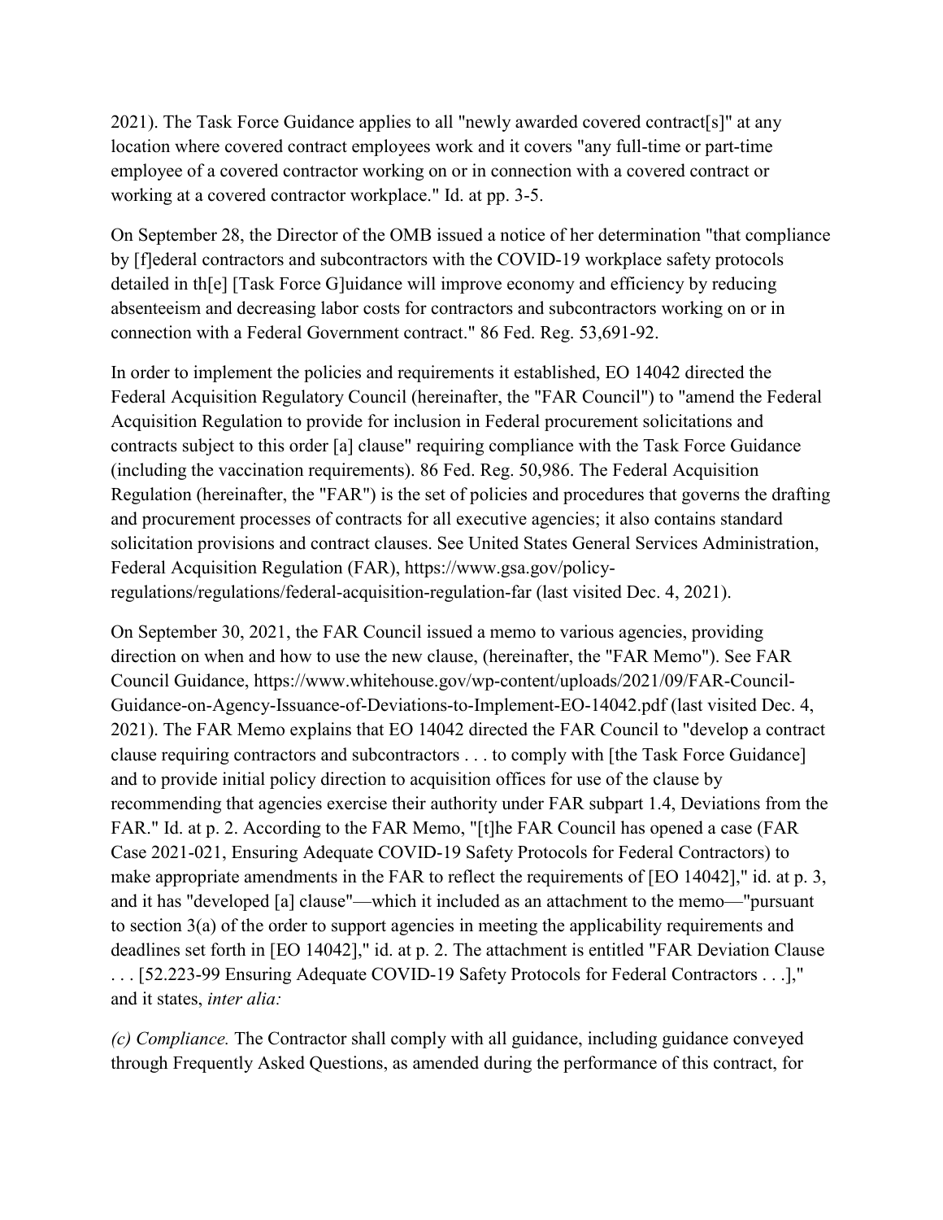2021). The Task Force Guidance applies to all "newly awarded covered contract[s]" at any location where covered contract employees work and it covers "any full-time or part-time employee of a covered contractor working on or in connection with a covered contract or working at a covered contractor workplace." Id. at pp. 3-5.

On September 28, the Director of the OMB issued a notice of her determination "that compliance by [f]ederal contractors and subcontractors with the COVID-19 workplace safety protocols detailed in th[e] [Task Force G]uidance will improve economy and efficiency by reducing absenteeism and decreasing labor costs for contractors and subcontractors working on or in connection with a Federal Government contract." 86 Fed. Reg. 53,691-92.

In order to implement the policies and requirements it established, EO 14042 directed the Federal Acquisition Regulatory Council (hereinafter, the "FAR Council") to "amend the Federal Acquisition Regulation to provide for inclusion in Federal procurement solicitations and contracts subject to this order [a] clause" requiring compliance with the Task Force Guidance (including the vaccination requirements). 86 Fed. Reg. 50,986. The Federal Acquisition Regulation (hereinafter, the "FAR") is the set of policies and procedures that governs the drafting and procurement processes of contracts for all executive agencies; it also contains standard solicitation provisions and contract clauses. See United States General Services Administration, Federal Acquisition Regulation (FAR), https://www.gsa.gov/policy-regulations/regulations/federal-acquisition-regulation-far (last visited Dec. 4, 2021).

On September 30, 2021, the FAR Council issued a memo to various agencies, providing direction on when and how to use the new clause, (hereinafter, the "FAR Memo"). See FAR Council Guidance, https://www.whitehouse.gov/wp-content/uploads/2021/09/FAR-Council-Guidance-on-Agency-Issuance-of-Deviations-to-Implement-EO-14042.pdf (last visited Dec. 4, 2021). The FAR Memo explains that EO 14042 directed the FAR Council to "develop a contract clause requiring contractors and subcontractors . . . to comply with [the Task Force Guidance] and to provide initial policy direction to acquisition offices for use of the clause by recommending that agencies exercise their authority under FAR subpart 1.4, Deviations from the FAR." Id. at p. 2. According to the FAR Memo, "[t]he FAR Council has opened a case (FAR Case 2021-021, Ensuring Adequate COVID-19 Safety Protocols for Federal Contractors) to make appropriate amendments in the FAR to reflect the requirements of [EO 14042]," id. at p. 3, and it has "developed [a] clause"—which it included as an attachment to the memo—"pursuant to section 3(a) of the order to support agencies in meeting the applicability requirements and deadlines set forth in [EO 14042]," id. at p. 2. The attachment is entitled "FAR Deviation Clause . . . [52.223-99 Ensuring Adequate COVID-19 Safety Protocols for Federal Contractors . . .]," and it states, *inter alia:*

*(c) Compliance.* The Contractor shall comply with all guidance, including guidance conveyed through Frequently Asked Questions, as amended during the performance of this contract, for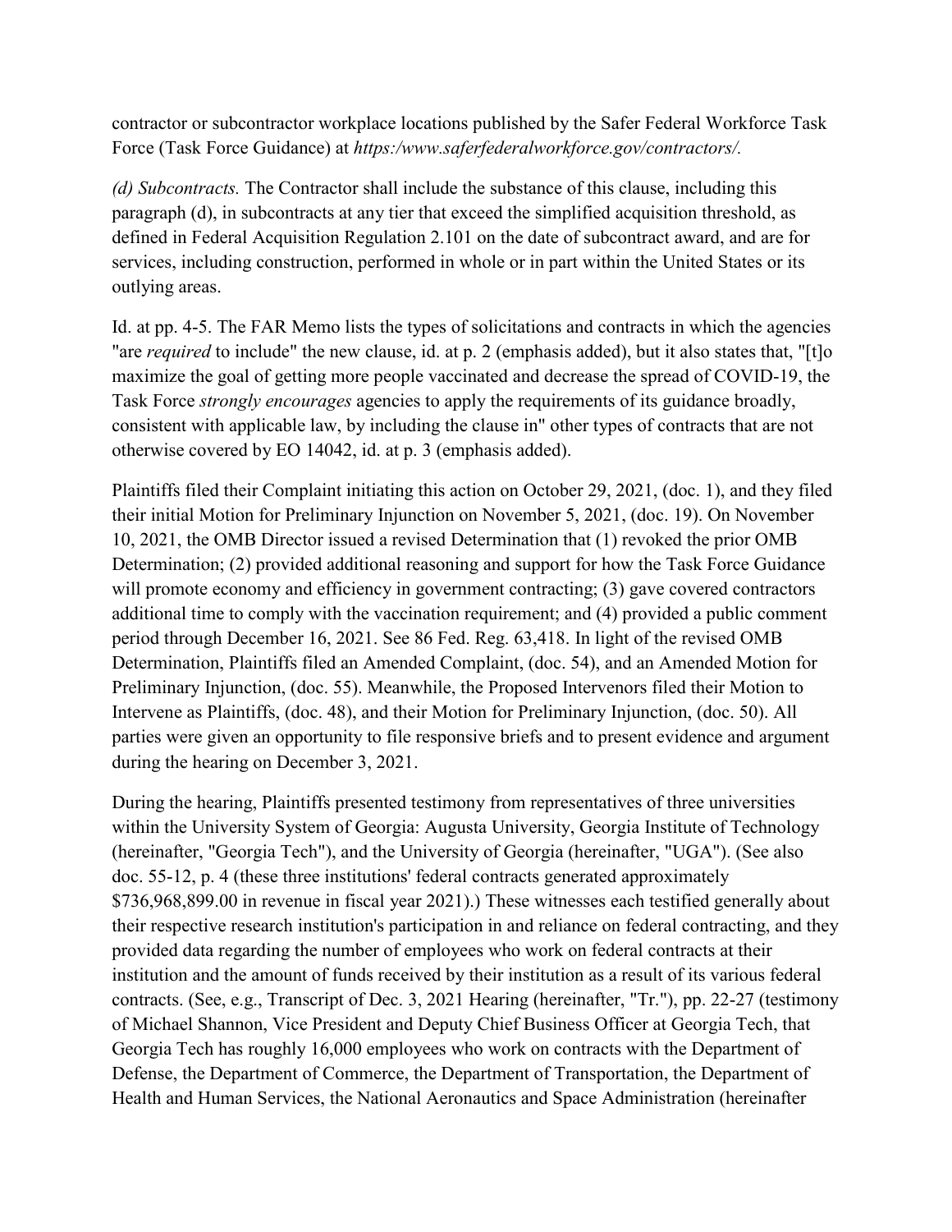contractor or subcontractor workplace locations published by the Safer Federal Workforce Task Force (Task Force Guidance) at *https:/www.saferfederalworkforce.gov/contractors/.*

*(d) Subcontracts.* The Contractor shall include the substance of this clause, including this paragraph (d), in subcontracts at any tier that exceed the simplified acquisition threshold, as defined in Federal Acquisition Regulation 2.101 on the date of subcontract award, and are for services, including construction, performed in whole or in part within the United States or its outlying areas.

Id. at pp. 4-5. The FAR Memo lists the types of solicitations and contracts in which the agencies "are *required* to include" the new clause, id. at p. 2 (emphasis added), but it also states that, "[t]o maximize the goal of getting more people vaccinated and decrease the spread of COVID-19, the Task Force *strongly encourages* agencies to apply the requirements of its guidance broadly, consistent with applicable law, by including the clause in" other types of contracts that are not otherwise covered by EO 14042, id. at p. 3 (emphasis added).

Plaintiffs filed their Complaint initiating this action on October 29, 2021, (doc. 1), and they filed their initial Motion for Preliminary Injunction on November 5, 2021, (doc. 19). On November 10, 2021, the OMB Director issued a revised Determination that (1) revoked the prior OMB Determination; (2) provided additional reasoning and support for how the Task Force Guidance will promote economy and efficiency in government contracting; (3) gave covered contractors additional time to comply with the vaccination requirement; and (4) provided a public comment period through December 16, 2021. See 86 Fed. Reg. 63,418. In light of the revised OMB Determination, Plaintiffs filed an Amended Complaint, (doc. 54), and an Amended Motion for Preliminary Injunction, (doc. 55). Meanwhile, the Proposed Intervenors filed their Motion to Intervene as Plaintiffs, (doc. 48), and their Motion for Preliminary Injunction, (doc. 50). All parties were given an opportunity to file responsive briefs and to present evidence and argument during the hearing on December 3, 2021.

During the hearing, Plaintiffs presented testimony from representatives of three universities within the University System of Georgia: Augusta University, Georgia Institute of Technology (hereinafter, "Georgia Tech"), and the University of Georgia (hereinafter, "UGA"). (See also doc. 55-12, p. 4 (these three institutions' federal contracts generated approximately $736,968,899.00 in revenue in fiscal year 2021).) These witnesses each testified generally about their respective research institution's participation in and reliance on federal contracting, and they provided data regarding the number of employees who work on federal contracts at their institution and the amount of funds received by their institution as a result of its various federal contracts. (See, e.g., Transcript of Dec. 3, 2021 Hearing (hereinafter, "Tr."), pp. 22-27 (testimony of Michael Shannon, Vice President and Deputy Chief Business Officer at Georgia Tech, that Georgia Tech has roughly 16,000 employees who work on contracts with the Department of Defense, the Department of Commerce, the Department of Transportation, the Department of Health and Human Services, the National Aeronautics and Space Administration (hereinafter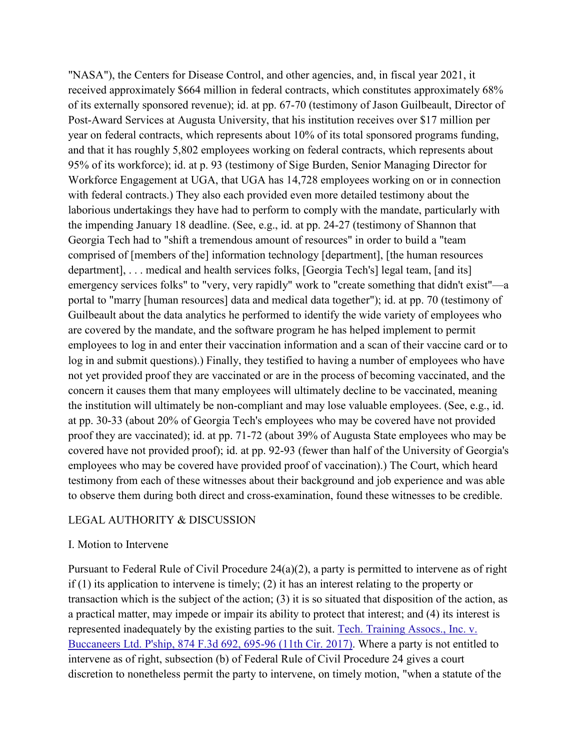"NASA"), the Centers for Disease Control, and other agencies, and, in fiscal year 2021, it received approximately $664 million in federal contracts, which constitutes approximately 68% of its externally sponsored revenue); id. at pp. 67-70 (testimony of Jason Guilbeault, Director of Post-Award Services at Augusta University, that his institution receives over $17 million per year on federal contracts, which represents about 10% of its total sponsored programs funding, and that it has roughly 5,802 employees working on federal contracts, which represents about 95% of its workforce); id. at p. 93 (testimony of Sige Burden, Senior Managing Director for Workforce Engagement at UGA, that UGA has 14,728 employees working on or in connection with federal contracts.) They also each provided even more detailed testimony about the laborious undertakings they have had to perform to comply with the mandate, particularly with the impending January 18 deadline. (See, e.g., id. at pp. 24-27 (testimony of Shannon that Georgia Tech had to "shift a tremendous amount of resources" in order to build a "team comprised of [members of the] information technology [department], [the human resources department], . . . medical and health services folks, [Georgia Tech's] legal team, [and its] emergency services folks" to "very, very rapidly" work to "create something that didn't exist"—a portal to "marry [human resources] data and medical data together"); id. at pp. 70 (testimony of Guilbeault about the data analytics he performed to identify the wide variety of employees who are covered by the mandate, and the software program he has helped implement to permit employees to log in and enter their vaccination information and a scan of their vaccine card or to log in and submit questions).) Finally, they testified to having a number of employees who have not yet provided proof they are vaccinated or are in the process of becoming vaccinated, and the concern it causes them that many employees will ultimately decline to be vaccinated, meaning the institution will ultimately be non-compliant and may lose valuable employees. (See, e.g., id. at pp. 30-33 (about 20% of Georgia Tech's employees who may be covered have not provided proof they are vaccinated); id. at pp. 71-72 (about 39% of Augusta State employees who may be covered have not provided proof); id. at pp. 92-93 (fewer than half of the University of Georgia's employees who may be covered have provided proof of vaccination).) The Court, which heard testimony from each of these witnesses about their background and job experience and was able to observe them during both direct and cross-examination, found these witnesses to be credible.

## LEGAL AUTHORITY & DISCUSSION

### I. Motion to Intervene

Pursuant to Federal Rule of Civil Procedure 24(a)(2), a party is permitted to intervene as of right if (1) its application to intervene is timely; (2) it has an interest relating to the property or transaction which is the subject of the action; (3) it is so situated that disposition of the action, as a practical matter, may impede or impair its ability to protect that interest; and (4) its interest is represented inadequately by the existing parties to the suit. Tech. Training Assocs., Inc. v. Buccaneers Ltd. P'ship, 874 F.3d 692, 695-96 (11th Cir. 2017). Where a party is not entitled to intervene as of right, subsection (b) of Federal Rule of Civil Procedure 24 gives a court discretion to nonetheless permit the party to intervene, on timely motion, "when a statute of the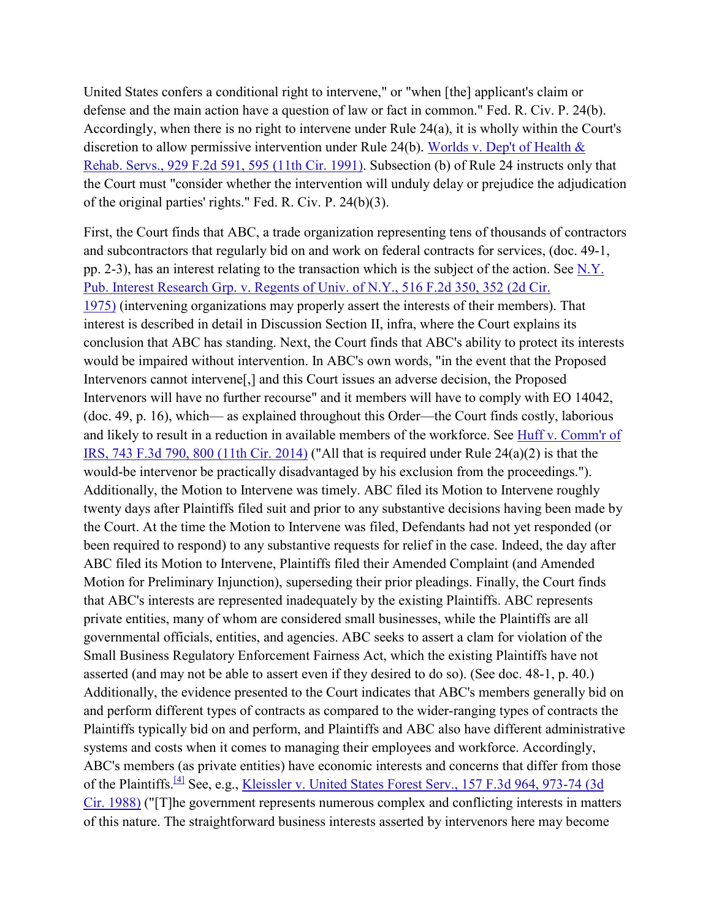United States confers a conditional right to intervene," or "when [the] applicant's claim or defense and the main action have a question of law or fact in common." Fed. R. Civ. P. 24(b). Accordingly, when there is no right to intervene under Rule 24(a), it is wholly within the Court's discretion to allow permissive intervention under Rule 24(b). Worlds v. Dep't of Health & Rehab. Servs., 929 F.2d 591, 595 (11th Cir. 1991). Subsection (b) of Rule 24 instructs only that the Court must "consider whether the intervention will unduly delay or prejudice the adjudication of the original parties' rights." Fed. R. Civ. P. 24(b)(3).

First, the Court finds that ABC, a trade organization representing tens of thousands of contractors and subcontractors that regularly bid on and work on federal contracts for services, (doc. 49-1, pp. 2-3), has an interest relating to the transaction which is the subject of the action. See N.Y. Pub. Interest Research Grp. v. Regents of Univ. of N.Y., 516 F.2d 350, 352 (2d Cir. 1975) (intervening organizations may properly assert the interests of their members). That interest is described in detail in Discussion Section II, infra, where the Court explains its conclusion that ABC has standing. Next, the Court finds that ABC's ability to protect its interests would be impaired without intervention. In ABC's own words, "in the event that the Proposed Intervenors cannot intervene[,] and this Court issues an adverse decision, the Proposed Intervenors will have no further recourse" and it members will have to comply with EO 14042, (doc. 49, p. 16), which— as explained throughout this Order—the Court finds costly, laborious and likely to result in a reduction in available members of the workforce. See Huff v. Comm'r of IRS, 743 F.3d 790, 800 (11th Cir. 2014) ("All that is required under Rule 24(a)(2) is that the would-be intervenor be practically disadvantaged by his exclusion from the proceedings."). Additionally, the Motion to Intervene was timely. ABC filed its Motion to Intervene roughly twenty days after Plaintiffs filed suit and prior to any substantive decisions having been made by the Court. At the time the Motion to Intervene was filed, Defendants had not yet responded (or been required to respond) to any substantive requests for relief in the case. Indeed, the day after ABC filed its Motion to Intervene, Plaintiffs filed their Amended Complaint (and Amended Motion for Preliminary Injunction), superseding their prior pleadings. Finally, the Court finds that ABC's interests are represented inadequately by the existing Plaintiffs. ABC represents private entities, many of whom are considered small businesses, while the Plaintiffs are all governmental officials, entities, and agencies. ABC seeks to assert a clam for violation of the Small Business Regulatory Enforcement Fairness Act, which the existing Plaintiffs have not asserted (and may not be able to assert even if they desired to do so). (See doc. 48-1, p. 40.) Additionally, the evidence presented to the Court indicates that ABC's members generally bid on and perform different types of contracts as compared to the wider-ranging types of contracts the Plaintiffs typically bid on and perform, and Plaintiffs and ABC also have different administrative systems and costs when it comes to managing their employees and workforce. Accordingly, ABC's members (as private entities) have economic interests and concerns that differ from those of the Plaintiffs.[4] See, e.g., Kleissler v. United States Forest Serv., 157 F.3d 964, 973-74 (3d Cir. 1988) ("[T]he government represents numerous complex and conflicting interests in matters of this nature. The straightforward business interests asserted by intervenors here may become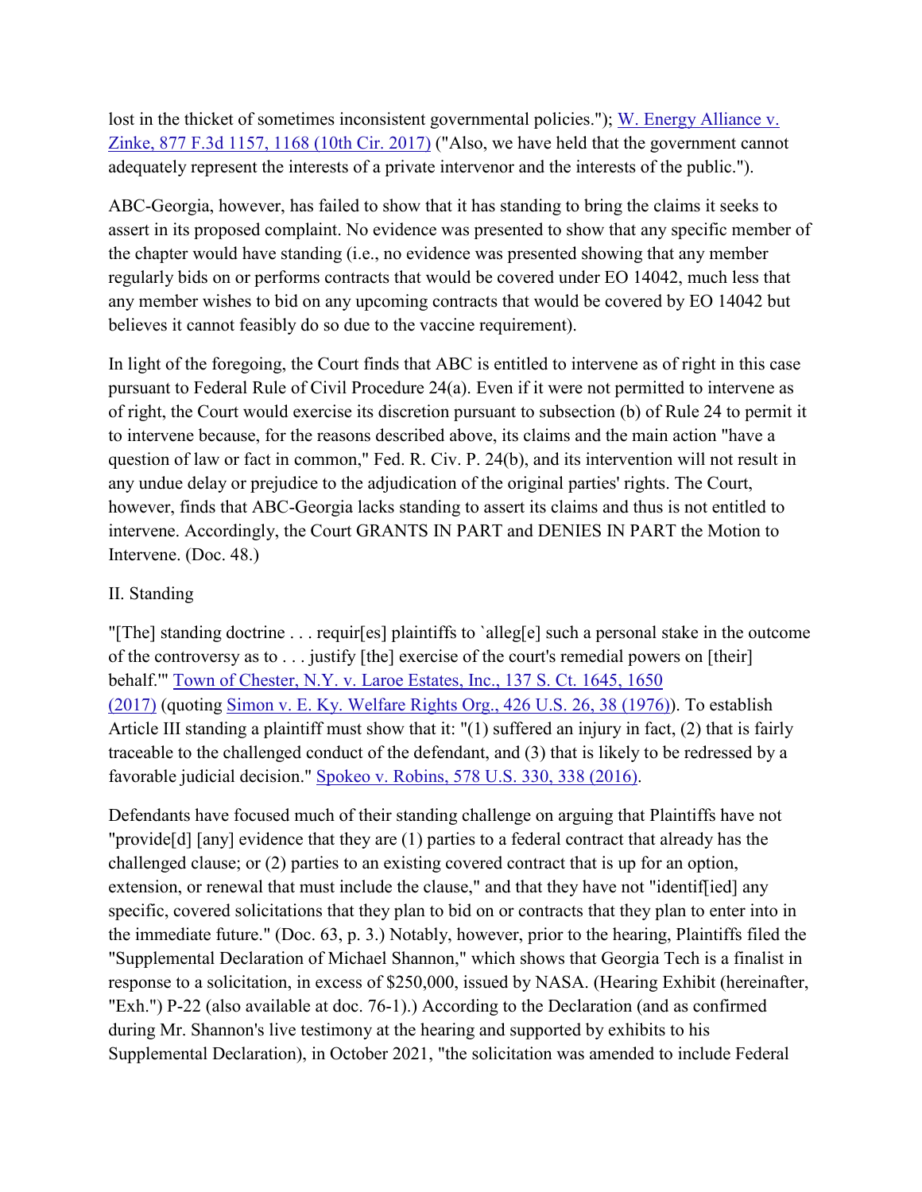lost in the thicket of sometimes inconsistent governmental policies."); W. Energy Alliance v. Zinke, 877 F.3d 1157, 1168 (10th Cir. 2017) ("Also, we have held that the government cannot adequately represent the interests of a private intervenor and the interests of the public.").

ABC-Georgia, however, has failed to show that it has standing to bring the claims it seeks to assert in its proposed complaint. No evidence was presented to show that any specific member of the chapter would have standing (i.e., no evidence was presented showing that any member regularly bids on or performs contracts that would be covered under EO 14042, much less that any member wishes to bid on any upcoming contracts that would be covered by EO 14042 but believes it cannot feasibly do so due to the vaccine requirement).

In light of the foregoing, the Court finds that ABC is entitled to intervene as of right in this case pursuant to Federal Rule of Civil Procedure 24(a). Even if it were not permitted to intervene as of right, the Court would exercise its discretion pursuant to subsection (b) of Rule 24 to permit it to intervene because, for the reasons described above, its claims and the main action "have a question of law or fact in common," Fed. R. Civ. P. 24(b), and its intervention will not result in any undue delay or prejudice to the adjudication of the original parties' rights. The Court, however, finds that ABC-Georgia lacks standing to assert its claims and thus is not entitled to intervene. Accordingly, the Court GRANTS IN PART and DENIES IN PART the Motion to Intervene. (Doc. 48.)

## II. Standing

"[The] standing doctrine . . . requir[es] plaintiffs to `alleg[e] such a personal stake in the outcome of the controversy as to . . . justify [the] exercise of the court's remedial powers on [their] behalf.'" Town of Chester, N.Y. v. Laroe Estates, Inc., 137 S. Ct. 1645, 1650 (2017) (quoting Simon v. E. Ky. Welfare Rights Org., 426 U.S. 26, 38 (1976)). To establish Article III standing a plaintiff must show that it: "(1) suffered an injury in fact, (2) that is fairly traceable to the challenged conduct of the defendant, and (3) that is likely to be redressed by a favorable judicial decision." Spokeo v. Robins, 578 U.S. 330, 338 (2016).

Defendants have focused much of their standing challenge on arguing that Plaintiffs have not "provide[d] [any] evidence that they are (1) parties to a federal contract that already has the challenged clause; or (2) parties to an existing covered contract that is up for an option, extension, or renewal that must include the clause," and that they have not "identif[ied] any specific, covered solicitations that they plan to bid on or contracts that they plan to enter into in the immediate future." (Doc. 63, p. 3.) Notably, however, prior to the hearing, Plaintiffs filed the "Supplemental Declaration of Michael Shannon," which shows that Georgia Tech is a finalist in response to a solicitation, in excess of $250,000, issued by NASA. (Hearing Exhibit (hereinafter, "Exh.") P-22 (also available at doc. 76-1).) According to the Declaration (and as confirmed during Mr. Shannon's live testimony at the hearing and supported by exhibits to his Supplemental Declaration), in October 2021, "the solicitation was amended to include Federal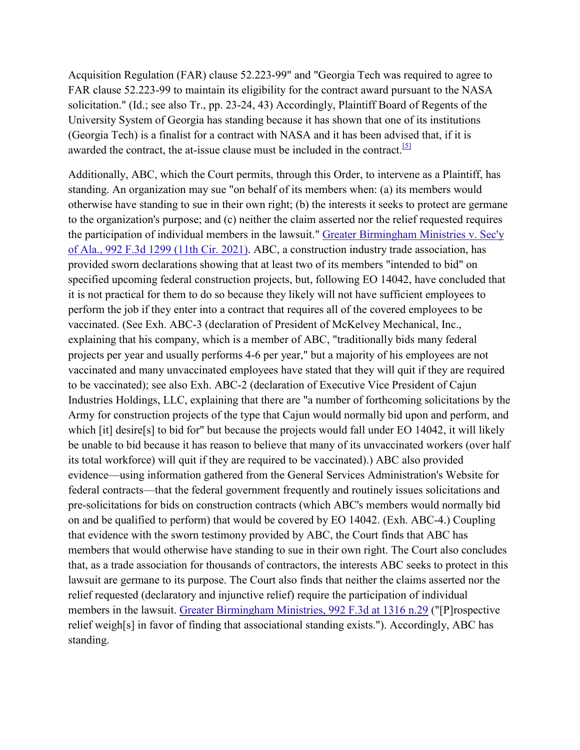Acquisition Regulation (FAR) clause 52.223-99" and "Georgia Tech was required to agree to FAR clause 52.223-99 to maintain its eligibility for the contract award pursuant to the NASA solicitation." (Id.; see also Tr., pp. 23-24, 43) Accordingly, Plaintiff Board of Regents of the University System of Georgia has standing because it has shown that one of its institutions (Georgia Tech) is a finalist for a contract with NASA and it has been advised that, if it is awarded the contract, the at-issue clause must be included in the contract.[5]

Additionally, ABC, which the Court permits, through this Order, to intervene as a Plaintiff, has standing. An organization may sue "on behalf of its members when: (a) its members would otherwise have standing to sue in their own right; (b) the interests it seeks to protect are germane to the organization's purpose; and (c) neither the claim asserted nor the relief requested requires the participation of individual members in the lawsuit." [Greater Birmingham Ministries v. Sec'y of Ala., 992 F.3d 1299 (11th Cir. 2021)](). ABC, a construction industry trade association, has provided sworn declarations showing that at least two of its members "intended to bid" on specified upcoming federal construction projects, but, following EO 14042, have concluded that it is not practical for them to do so because they likely will not have sufficient employees to perform the job if they enter into a contract that requires all of the covered employees to be vaccinated. (See Exh. ABC-3 (declaration of President of McKelvey Mechanical, Inc., explaining that his company, which is a member of ABC, "traditionally bids many federal projects per year and usually performs 4-6 per year," but a majority of his employees are not vaccinated and many unvaccinated employees have stated that they will quit if they are required to be vaccinated); see also Exh. ABC-2 (declaration of Executive Vice President of Cajun Industries Holdings, LLC, explaining that there are "a number of forthcoming solicitations by the Army for construction projects of the type that Cajun would normally bid upon and perform, and which [it] desire[s] to bid for" but because the projects would fall under EO 14042, it will likely be unable to bid because it has reason to believe that many of its unvaccinated workers (over half its total workforce) will quit if they are required to be vaccinated).) ABC also provided evidence—using information gathered from the General Services Administration's Website for federal contracts—that the federal government frequently and routinely issues solicitations and pre-solicitations for bids on construction contracts (which ABC's members would normally bid on and be qualified to perform) that would be covered by EO 14042. (Exh. ABC-4.) Coupling that evidence with the sworn testimony provided by ABC, the Court finds that ABC has members that would otherwise have standing to sue in their own right. The Court also concludes that, as a trade association for thousands of contractors, the interests ABC seeks to protect in this lawsuit are germane to its purpose. The Court also finds that neither the claims asserted nor the relief requested (declaratory and injunctive relief) require the participation of individual members in the lawsuit. [Greater Birmingham Ministries, 992 F.3d at 1316 n.29]() ("[P]rospective relief weigh[s] in favor of finding that associational standing exists."). Accordingly, ABC has standing.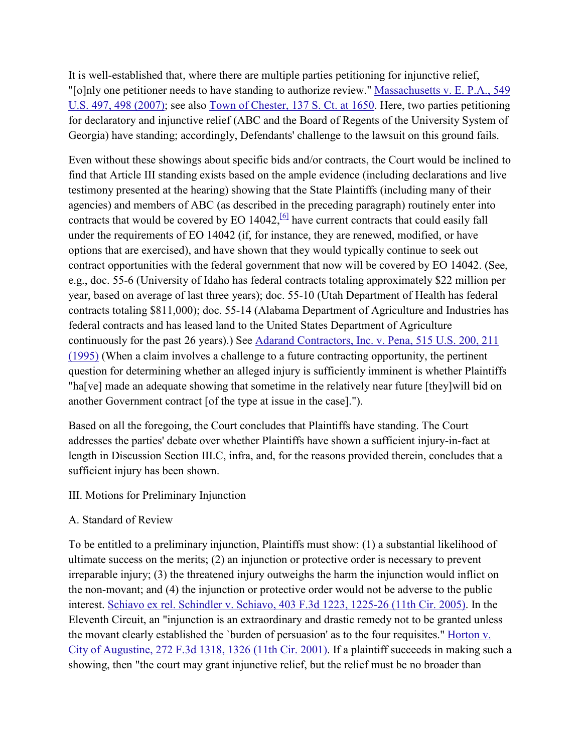It is well-established that, where there are multiple parties petitioning for injunctive relief, "[o]nly one petitioner needs to have standing to authorize review." Massachusetts v. E. P.A., 549 U.S. 497, 498 (2007); see also Town of Chester, 137 S. Ct. at 1650. Here, two parties petitioning for declaratory and injunctive relief (ABC and the Board of Regents of the University System of Georgia) have standing; accordingly, Defendants' challenge to the lawsuit on this ground fails.

Even without these showings about specific bids and/or contracts, the Court would be inclined to find that Article III standing exists based on the ample evidence (including declarations and live testimony presented at the hearing) showing that the State Plaintiffs (including many of their agencies) and members of ABC (as described in the preceding paragraph) routinely enter into contracts that would be covered by EO 14042,[6] have current contracts that could easily fall under the requirements of EO 14042 (if, for instance, they are renewed, modified, or have options that are exercised), and have shown that they would typically continue to seek out contract opportunities with the federal government that now will be covered by EO 14042. (See, e.g., doc. 55-6 (University of Idaho has federal contracts totaling approximately $22 million per year, based on average of last three years); doc. 55-10 (Utah Department of Health has federal contracts totaling $811,000); doc. 55-14 (Alabama Department of Agriculture and Industries has federal contracts and has leased land to the United States Department of Agriculture continuously for the past 26 years).) See Adarand Contractors, Inc. v. Pena, 515 U.S. 200, 211 (1995) (When a claim involves a challenge to a future contracting opportunity, the pertinent question for determining whether an alleged injury is sufficiently imminent is whether Plaintiffs "ha[ve] made an adequate showing that sometime in the relatively near future [they]will bid on another Government contract [of the type at issue in the case].").

Based on all the foregoing, the Court concludes that Plaintiffs have standing. The Court addresses the parties' debate over whether Plaintiffs have shown a sufficient injury-in-fact at length in Discussion Section III.C, infra, and, for the reasons provided therein, concludes that a sufficient injury has been shown.

## III. Motions for Preliminary Injunction

### A. Standard of Review

To be entitled to a preliminary injunction, Plaintiffs must show: (1) a substantial likelihood of ultimate success on the merits; (2) an injunction or protective order is necessary to prevent irreparable injury; (3) the threatened injury outweighs the harm the injunction would inflict on the non-movant; and (4) the injunction or protective order would not be adverse to the public interest. Schiavo ex rel. Schindler v. Schiavo, 403 F.3d 1223, 1225-26 (11th Cir. 2005). In the Eleventh Circuit, an "injunction is an extraordinary and drastic remedy not to be granted unless the movant clearly established the `burden of persuasion' as to the four requisites." Horton v. City of Augustine, 272 F.3d 1318, 1326 (11th Cir. 2001). If a plaintiff succeeds in making such a showing, then "the court may grant injunctive relief, but the relief must be no broader than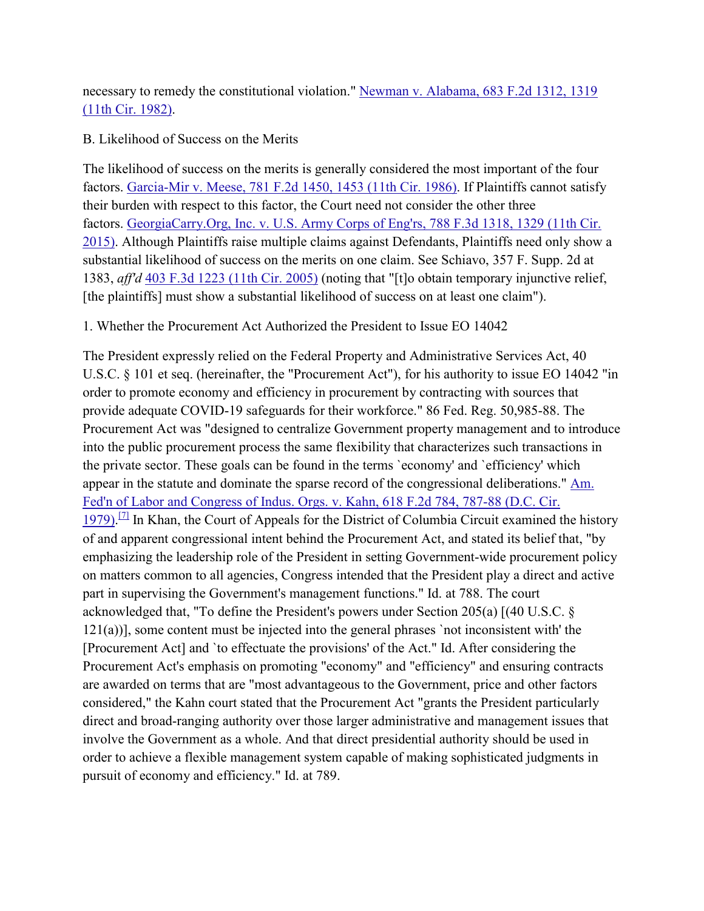necessary to remedy the constitutional violation." Newman v. Alabama, 683 F.2d 1312, 1319 (11th Cir. 1982).

B. Likelihood of Success on the Merits

The likelihood of success on the merits is generally considered the most important of the four factors. Garcia-Mir v. Meese, 781 F.2d 1450, 1453 (11th Cir. 1986). If Plaintiffs cannot satisfy their burden with respect to this factor, the Court need not consider the other three factors. GeorgiaCarry.Org, Inc. v. U.S. Army Corps of Eng'rs, 788 F.3d 1318, 1329 (11th Cir. 2015). Although Plaintiffs raise multiple claims against Defendants, Plaintiffs need only show a substantial likelihood of success on the merits on one claim. See Schiavo, 357 F. Supp. 2d at 1383, *aff'd* 403 F.3d 1223 (11th Cir. 2005) (noting that "[t]o obtain temporary injunctive relief, [the plaintiffs] must show a substantial likelihood of success on at least one claim").

1. Whether the Procurement Act Authorized the President to Issue EO 14042

The President expressly relied on the Federal Property and Administrative Services Act, 40 U.S.C. § 101 et seq. (hereinafter, the "Procurement Act"), for his authority to issue EO 14042 "in order to promote economy and efficiency in procurement by contracting with sources that provide adequate COVID-19 safeguards for their workforce." 86 Fed. Reg. 50,985-88. The Procurement Act was "designed to centralize Government property management and to introduce into the public procurement process the same flexibility that characterizes such transactions in the private sector. These goals can be found in the terms `economy' and `efficiency' which appear in the statute and dominate the sparse record of the congressional deliberations." Am. Fed'n of Labor and Congress of Indus. Orgs. v. Kahn, 618 F.2d 784, 787-88 (D.C. Cir. 1979).[7] In Khan, the Court of Appeals for the District of Columbia Circuit examined the history of and apparent congressional intent behind the Procurement Act, and stated its belief that, "by emphasizing the leadership role of the President in setting Government-wide procurement policy on matters common to all agencies, Congress intended that the President play a direct and active part in supervising the Government's management functions." Id. at 788. The court acknowledged that, "To define the President's powers under Section 205(a) [(40 U.S.C. § 121(a))], some content must be injected into the general phrases `not inconsistent with' the [Procurement Act] and `to effectuate the provisions' of the Act." Id. After considering the Procurement Act's emphasis on promoting "economy" and "efficiency" and ensuring contracts are awarded on terms that are "most advantageous to the Government, price and other factors considered," the Kahn court stated that the Procurement Act "grants the President particularly direct and broad-ranging authority over those larger administrative and management issues that involve the Government as a whole. And that direct presidential authority should be used in order to achieve a flexible management system capable of making sophisticated judgments in pursuit of economy and efficiency." Id. at 789.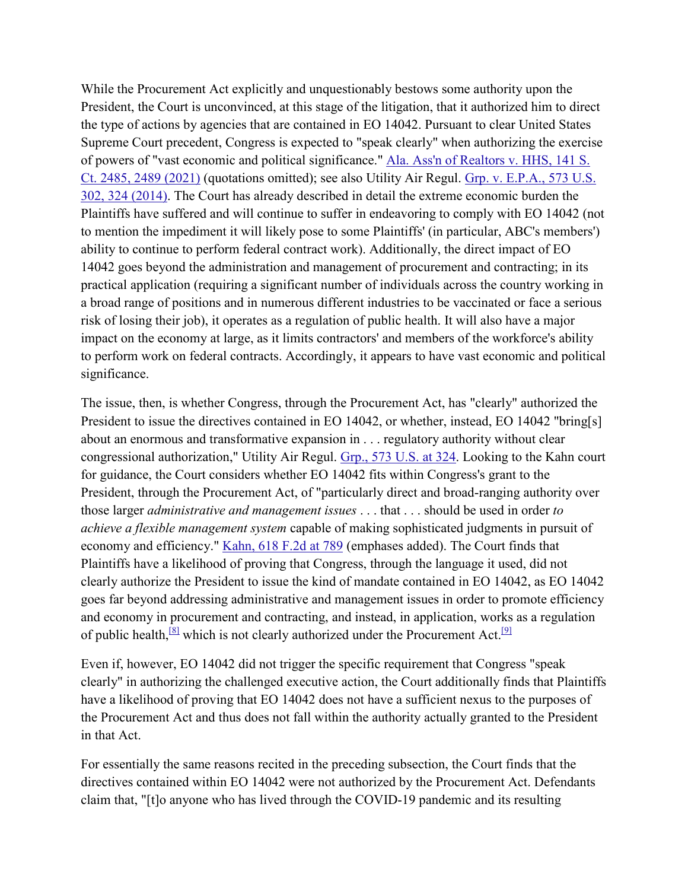While the Procurement Act explicitly and unquestionably bestows some authority upon the President, the Court is unconvinced, at this stage of the litigation, that it authorized him to direct the type of actions by agencies that are contained in EO 14042. Pursuant to clear United States Supreme Court precedent, Congress is expected to "speak clearly" when authorizing the exercise of powers of "vast economic and political significance." Ala. Ass'n of Realtors v. HHS, 141 S. Ct. 2485, 2489 (2021) (quotations omitted); see also Utility Air Regul. Grp. v. E.P.A., 573 U.S. 302, 324 (2014). The Court has already described in detail the extreme economic burden the Plaintiffs have suffered and will continue to suffer in endeavoring to comply with EO 14042 (not to mention the impediment it will likely pose to some Plaintiffs' (in particular, ABC's members') ability to continue to perform federal contract work). Additionally, the direct impact of EO 14042 goes beyond the administration and management of procurement and contracting; in its practical application (requiring a significant number of individuals across the country working in a broad range of positions and in numerous different industries to be vaccinated or face a serious risk of losing their job), it operates as a regulation of public health. It will also have a major impact on the economy at large, as it limits contractors' and members of the workforce's ability to perform work on federal contracts. Accordingly, it appears to have vast economic and political significance.

The issue, then, is whether Congress, through the Procurement Act, has "clearly" authorized the President to issue the directives contained in EO 14042, or whether, instead, EO 14042 "bring[s] about an enormous and transformative expansion in . . . regulatory authority without clear congressional authorization," Utility Air Regul. Grp., 573 U.S. at 324. Looking to the Kahn court for guidance, the Court considers whether EO 14042 fits within Congress's grant to the President, through the Procurement Act, of "particularly direct and broad-ranging authority over those larger *administrative and management issues* . . . that . . . should be used in order *to achieve a flexible management system* capable of making sophisticated judgments in pursuit of economy and efficiency." Kahn, 618 F.2d at 789 (emphases added). The Court finds that Plaintiffs have a likelihood of proving that Congress, through the language it used, did not clearly authorize the President to issue the kind of mandate contained in EO 14042, as EO 14042 goes far beyond addressing administrative and management issues in order to promote efficiency and economy in procurement and contracting, and instead, in application, works as a regulation of public health,[8] which is not clearly authorized under the Procurement Act.[9]

Even if, however, EO 14042 did not trigger the specific requirement that Congress "speak clearly" in authorizing the challenged executive action, the Court additionally finds that Plaintiffs have a likelihood of proving that EO 14042 does not have a sufficient nexus to the purposes of the Procurement Act and thus does not fall within the authority actually granted to the President in that Act.

For essentially the same reasons recited in the preceding subsection, the Court finds that the directives contained within EO 14042 were not authorized by the Procurement Act. Defendants claim that, "[t]o anyone who has lived through the COVID-19 pandemic and its resulting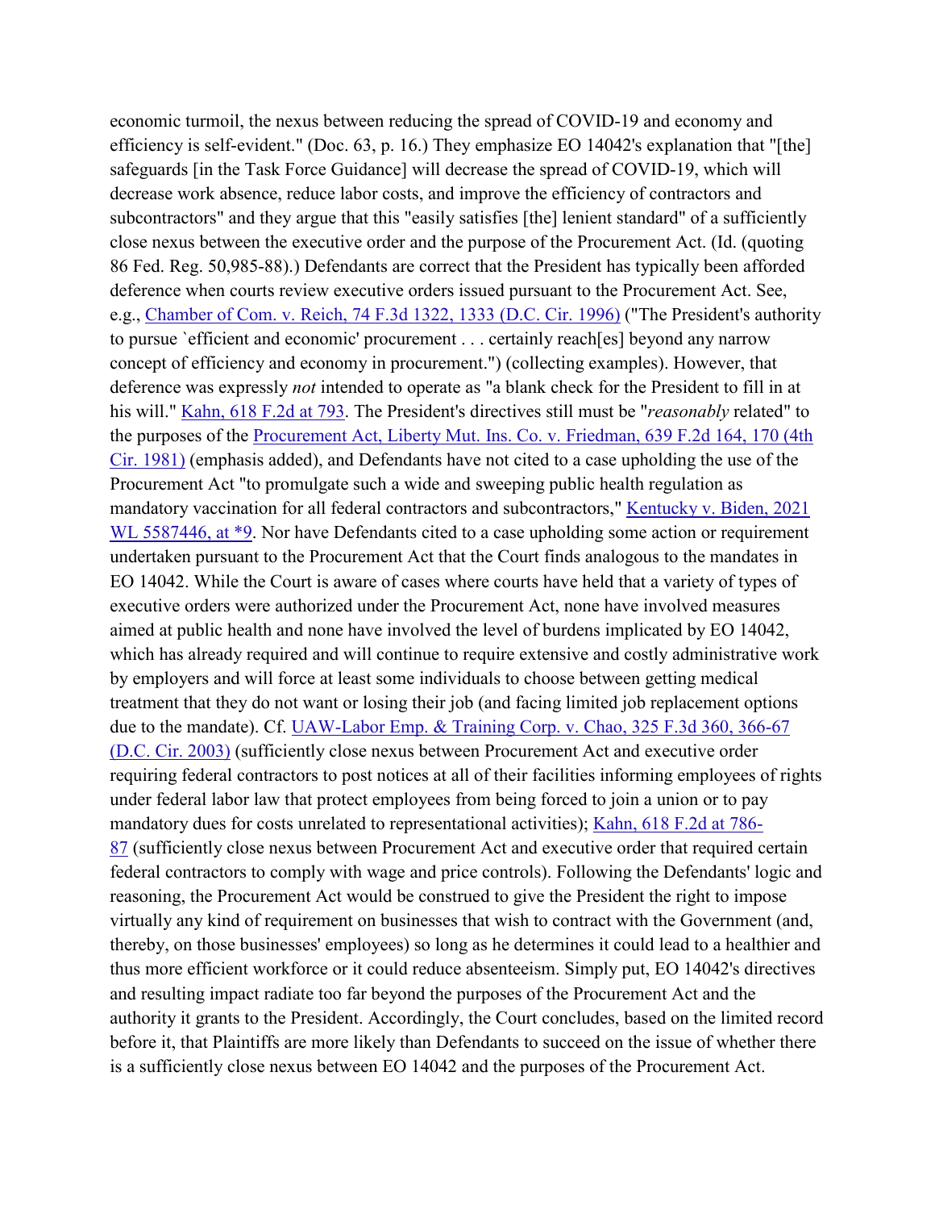economic turmoil, the nexus between reducing the spread of COVID-19 and economy and efficiency is self-evident." (Doc. 63, p. 16.) They emphasize EO 14042's explanation that "[the] safeguards [in the Task Force Guidance] will decrease the spread of COVID-19, which will decrease work absence, reduce labor costs, and improve the efficiency of contractors and subcontractors" and they argue that this "easily satisfies [the] lenient standard" of a sufficiently close nexus between the executive order and the purpose of the Procurement Act. (Id. (quoting 86 Fed. Reg. 50,985-88).) Defendants are correct that the President has typically been afforded deference when courts review executive orders issued pursuant to the Procurement Act. See, e.g., Chamber of Com. v. Reich, 74 F.3d 1322, 1333 (D.C. Cir. 1996) ("The President's authority to pursue `efficient and economic' procurement . . . certainly reach[es] beyond any narrow concept of efficiency and economy in procurement.") (collecting examples). However, that deference was expressly *not* intended to operate as "a blank check for the President to fill in at his will." Kahn, 618 F.2d at 793. The President's directives still must be "*reasonably* related" to the purposes of the Procurement Act, Liberty Mut. Ins. Co. v. Friedman, 639 F.2d 164, 170 (4th Cir. 1981) (emphasis added), and Defendants have not cited to a case upholding the use of the Procurement Act "to promulgate such a wide and sweeping public health regulation as mandatory vaccination for all federal contractors and subcontractors," Kentucky v. Biden, 2021 WL 5587446, at *9. Nor have Defendants cited to a case upholding some action or requirement undertaken pursuant to the Procurement Act that the Court finds analogous to the mandates in EO 14042. While the Court is aware of cases where courts have held that a variety of types of executive orders were authorized under the Procurement Act, none have involved measures aimed at public health and none have involved the level of burdens implicated by EO 14042, which has already required and will continue to require extensive and costly administrative work by employers and will force at least some individuals to choose between getting medical treatment that they do not want or losing their job (and facing limited job replacement options due to the mandate). Cf. UAW-Labor Emp. & Training Corp. v. Chao, 325 F.3d 360, 366-67 (D.C. Cir. 2003) (sufficiently close nexus between Procurement Act and executive order requiring federal contractors to post notices at all of their facilities informing employees of rights under federal labor law that protect employees from being forced to join a union or to pay mandatory dues for costs unrelated to representational activities); Kahn, 618 F.2d at 786-87 (sufficiently close nexus between Procurement Act and executive order that required certain federal contractors to comply with wage and price controls). Following the Defendants' logic and reasoning, the Procurement Act would be construed to give the President the right to impose virtually any kind of requirement on businesses that wish to contract with the Government (and, thereby, on those businesses' employees) so long as he determines it could lead to a healthier and thus more efficient workforce or it could reduce absenteeism. Simply put, EO 14042's directives and resulting impact radiate too far beyond the purposes of the Procurement Act and the authority it grants to the President. Accordingly, the Court concludes, based on the limited record before it, that Plaintiffs are more likely than Defendants to succeed on the issue of whether there is a sufficiently close nexus between EO 14042 and the purposes of the Procurement Act.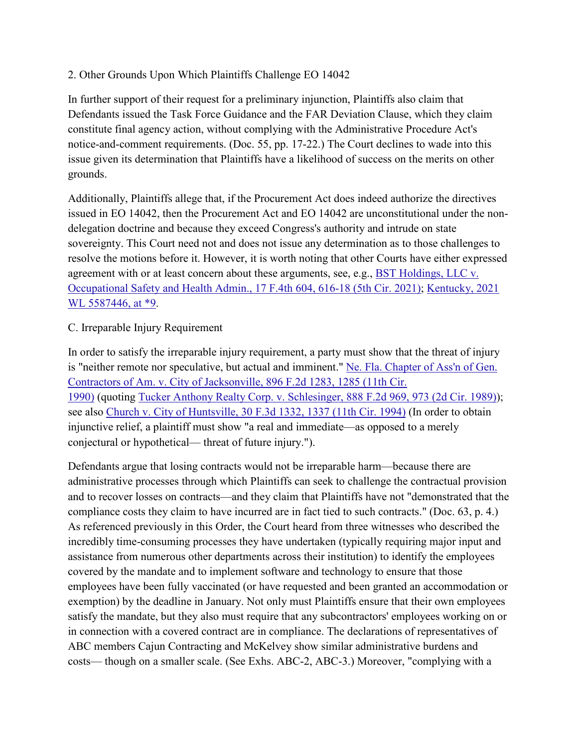### 2. Other Grounds Upon Which Plaintiffs Challenge EO 14042

In further support of their request for a preliminary injunction, Plaintiffs also claim that Defendants issued the Task Force Guidance and the FAR Deviation Clause, which they claim constitute final agency action, without complying with the Administrative Procedure Act's notice-and-comment requirements. (Doc. 55, pp. 17-22.) The Court declines to wade into this issue given its determination that Plaintiffs have a likelihood of success on the merits on other grounds.

Additionally, Plaintiffs allege that, if the Procurement Act does indeed authorize the directives issued in EO 14042, then the Procurement Act and EO 14042 are unconstitutional under the non-delegation doctrine and because they exceed Congress's authority and intrude on state sovereignty. This Court need not and does not issue any determination as to those challenges to resolve the motions before it. However, it is worth noting that other Courts have either expressed agreement with or at least concern about these arguments, see, e.g., BST Holdings, LLC v. Occupational Safety and Health Admin., 17 F.4th 604, 616-18 (5th Cir. 2021); Kentucky, 2021 WL 5587446, at *9.

## C. Irreparable Injury Requirement

In order to satisfy the irreparable injury requirement, a party must show that the threat of injury is "neither remote nor speculative, but actual and imminent." Ne. Fla. Chapter of Ass'n of Gen. Contractors of Am. v. City of Jacksonville, 896 F.2d 1283, 1285 (11th Cir. 1990) (quoting Tucker Anthony Realty Corp. v. Schlesinger, 888 F.2d 969, 973 (2d Cir. 1989)); see also Church v. City of Huntsville, 30 F.3d 1332, 1337 (11th Cir. 1994) (In order to obtain injunctive relief, a plaintiff must show "a real and immediate—as opposed to a merely conjectural or hypothetical— threat of future injury.").

Defendants argue that losing contracts would not be irreparable harm—because there are administrative processes through which Plaintiffs can seek to challenge the contractual provision and to recover losses on contracts—and they claim that Plaintiffs have not "demonstrated that the compliance costs they claim to have incurred are in fact tied to such contracts." (Doc. 63, p. 4.) As referenced previously in this Order, the Court heard from three witnesses who described the incredibly time-consuming processes they have undertaken (typically requiring major input and assistance from numerous other departments across their institution) to identify the employees covered by the mandate and to implement software and technology to ensure that those employees have been fully vaccinated (or have requested and been granted an accommodation or exemption) by the deadline in January. Not only must Plaintiffs ensure that their own employees satisfy the mandate, but they also must require that any subcontractors' employees working on or in connection with a covered contract are in compliance. The declarations of representatives of ABC members Cajun Contracting and McKelvey show similar administrative burdens and costs— though on a smaller scale. (See Exhs. ABC-2, ABC-3.) Moreover, "complying with a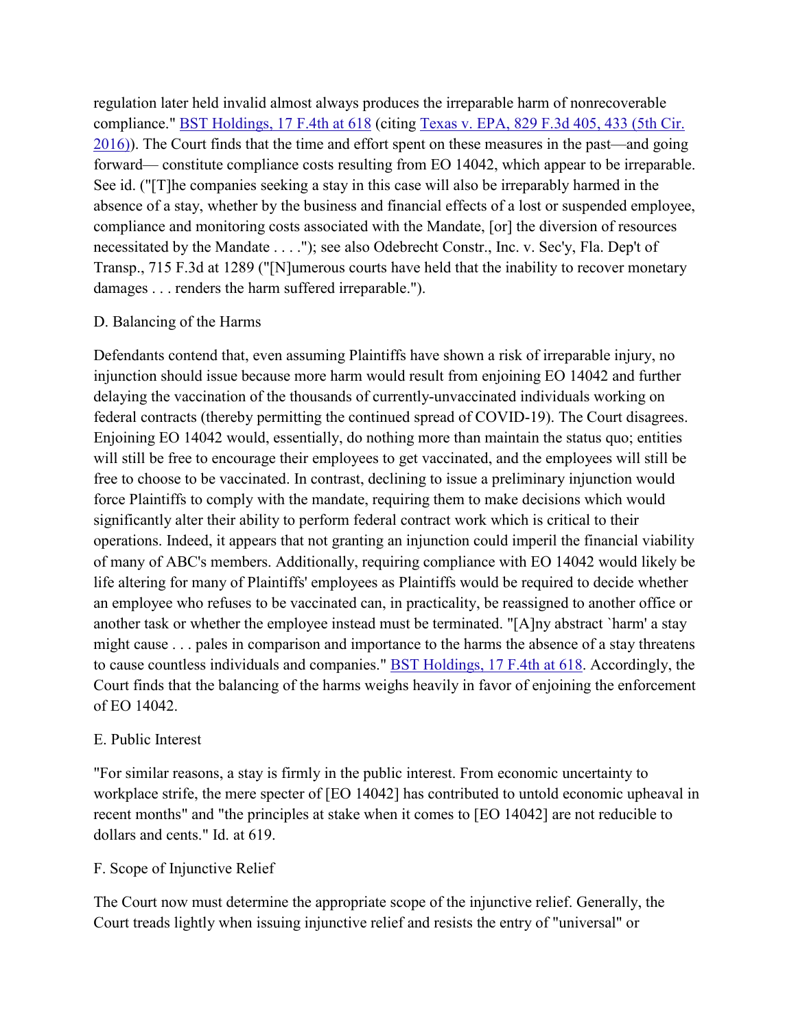regulation later held invalid almost always produces the irreparable harm of nonrecoverable compliance." BST Holdings, 17 F.4th at 618 (citing Texas v. EPA, 829 F.3d 405, 433 (5th Cir. 2016)). The Court finds that the time and effort spent on these measures in the past—and going forward— constitute compliance costs resulting from EO 14042, which appear to be irreparable. See id. ("[T]he companies seeking a stay in this case will also be irreparably harmed in the absence of a stay, whether by the business and financial effects of a lost or suspended employee, compliance and monitoring costs associated with the Mandate, [or] the diversion of resources necessitated by the Mandate . . . ."); see also Odebrecht Constr., Inc. v. Sec'y, Fla. Dep't of Transp., 715 F.3d at 1289 ("[N]umerous courts have held that the inability to recover monetary damages . . . renders the harm suffered irreparable.").

D. Balancing of the Harms

Defendants contend that, even assuming Plaintiffs have shown a risk of irreparable injury, no injunction should issue because more harm would result from enjoining EO 14042 and further delaying the vaccination of the thousands of currently-unvaccinated individuals working on federal contracts (thereby permitting the continued spread of COVID-19). The Court disagrees. Enjoining EO 14042 would, essentially, do nothing more than maintain the status quo; entities will still be free to encourage their employees to get vaccinated, and the employees will still be free to choose to be vaccinated. In contrast, declining to issue a preliminary injunction would force Plaintiffs to comply with the mandate, requiring them to make decisions which would significantly alter their ability to perform federal contract work which is critical to their operations. Indeed, it appears that not granting an injunction could imperil the financial viability of many of ABC's members. Additionally, requiring compliance with EO 14042 would likely be life altering for many of Plaintiffs' employees as Plaintiffs would be required to decide whether an employee who refuses to be vaccinated can, in practicality, be reassigned to another office or another task or whether the employee instead must be terminated. "[A]ny abstract `harm' a stay might cause . . . pales in comparison and importance to the harms the absence of a stay threatens to cause countless individuals and companies." BST Holdings, 17 F.4th at 618. Accordingly, the Court finds that the balancing of the harms weighs heavily in favor of enjoining the enforcement of EO 14042.

E. Public Interest

"For similar reasons, a stay is firmly in the public interest. From economic uncertainty to workplace strife, the mere specter of [EO 14042] has contributed to untold economic upheaval in recent months" and "the principles at stake when it comes to [EO 14042] are not reducible to dollars and cents." Id. at 619.

F. Scope of Injunctive Relief

The Court now must determine the appropriate scope of the injunctive relief. Generally, the Court treads lightly when issuing injunctive relief and resists the entry of "universal" or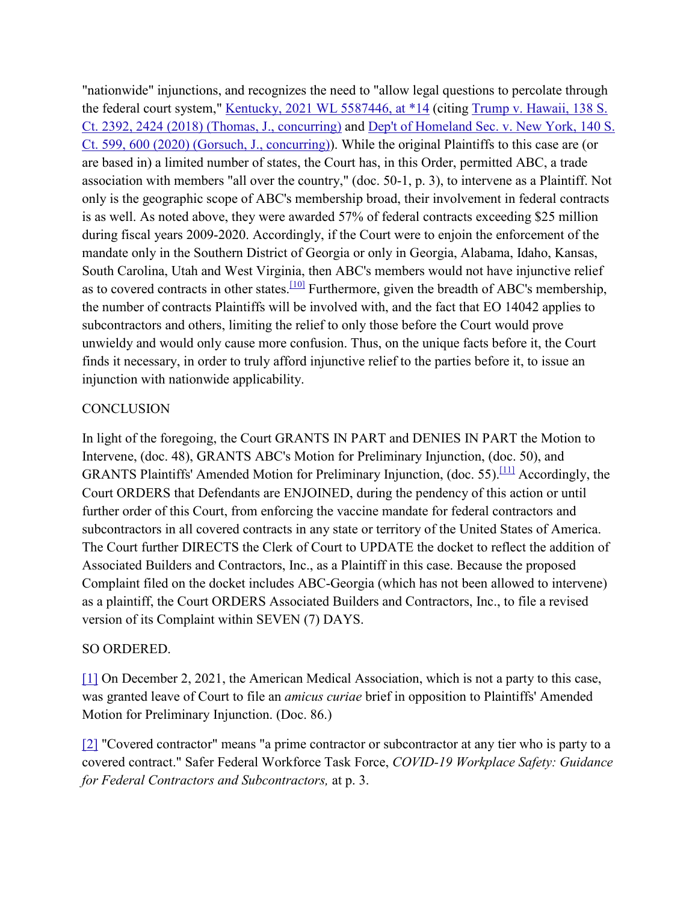"nationwide" injunctions, and recognizes the need to "allow legal questions to percolate through the federal court system," Kentucky, 2021 WL 5587446, at *14 (citing Trump v. Hawaii, 138 S. Ct. 2392, 2424 (2018) (Thomas, J., concurring) and Dep't of Homeland Sec. v. New York, 140 S. Ct. 599, 600 (2020) (Gorsuch, J., concurring)). While the original Plaintiffs to this case are (or are based in) a limited number of states, the Court has, in this Order, permitted ABC, a trade association with members "all over the country," (doc. 50-1, p. 3), to intervene as a Plaintiff. Not only is the geographic scope of ABC's membership broad, their involvement in federal contracts is as well. As noted above, they were awarded 57% of federal contracts exceeding $25 million during fiscal years 2009-2020. Accordingly, if the Court were to enjoin the enforcement of the mandate only in the Southern District of Georgia or only in Georgia, Alabama, Idaho, Kansas, South Carolina, Utah and West Virginia, then ABC's members would not have injunctive relief as to covered contracts in other states.[10] Furthermore, given the breadth of ABC's membership, the number of contracts Plaintiffs will be involved with, and the fact that EO 14042 applies to subcontractors and others, limiting the relief to only those before the Court would prove unwieldy and would only cause more confusion. Thus, on the unique facts before it, the Court finds it necessary, in order to truly afford injunctive relief to the parties before it, to issue an injunction with nationwide applicability.

CONCLUSION

In light of the foregoing, the Court GRANTS IN PART and DENIES IN PART the Motion to Intervene, (doc. 48), GRANTS ABC's Motion for Preliminary Injunction, (doc. 50), and GRANTS Plaintiffs' Amended Motion for Preliminary Injunction, (doc. 55).[11] Accordingly, the Court ORDERS that Defendants are ENJOINED, during the pendency of this action or until further order of this Court, from enforcing the vaccine mandate for federal contractors and subcontractors in all covered contracts in any state or territory of the United States of America. The Court further DIRECTS the Clerk of Court to UPDATE the docket to reflect the addition of Associated Builders and Contractors, Inc., as a Plaintiff in this case. Because the proposed Complaint filed on the docket includes ABC-Georgia (which has not been allowed to intervene) as a plaintiff, the Court ORDERS Associated Builders and Contractors, Inc., to file a revised version of its Complaint within SEVEN (7) DAYS.

SO ORDERED.

[1] On December 2, 2021, the American Medical Association, which is not a party to this case, was granted leave of Court to file an *amicus curiae* brief in opposition to Plaintiffs' Amended Motion for Preliminary Injunction. (Doc. 86.)

[2] "Covered contractor" means "a prime contractor or subcontractor at any tier who is party to a covered contract." Safer Federal Workforce Task Force, *COVID-19 Workplace Safety: Guidance for Federal Contractors and Subcontractors,* at p. 3.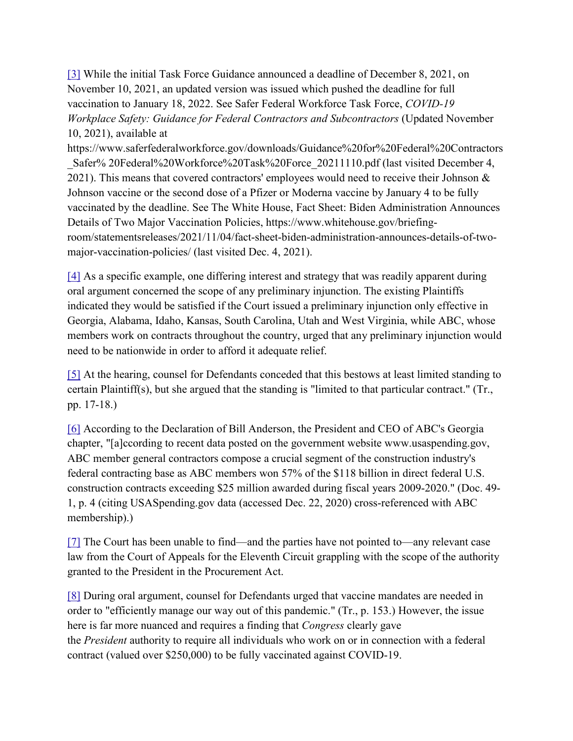[3] While the initial Task Force Guidance announced a deadline of December 8, 2021, on November 10, 2021, an updated version was issued which pushed the deadline for full vaccination to January 18, 2022. See Safer Federal Workforce Task Force, *COVID-19 Workplace Safety: Guidance for Federal Contractors and Subcontractors* (Updated November 10, 2021), available at https://www.saferfederalworkforce.gov/downloads/Guidance%20for%20Federal%20Contractors_Safer% 20Federal%20Workforce%20Task%20Force_20211110.pdf (last visited December 4, 2021). This means that covered contractors' employees would need to receive their Johnson & Johnson vaccine or the second dose of a Pfizer or Moderna vaccine by January 4 to be fully vaccinated by the deadline. See The White House, Fact Sheet: Biden Administration Announces Details of Two Major Vaccination Policies, https://www.whitehouse.gov/briefing-room/statementsreleases/2021/11/04/fact-sheet-biden-administration-announces-details-of-two-major-vaccination-policies/ (last visited Dec. 4, 2021).

[4] As a specific example, one differing interest and strategy that was readily apparent during oral argument concerned the scope of any preliminary injunction. The existing Plaintiffs indicated they would be satisfied if the Court issued a preliminary injunction only effective in Georgia, Alabama, Idaho, Kansas, South Carolina, Utah and West Virginia, while ABC, whose members work on contracts throughout the country, urged that any preliminary injunction would need to be nationwide in order to afford it adequate relief.

[5] At the hearing, counsel for Defendants conceded that this bestows at least limited standing to certain Plaintiff(s), but she argued that the standing is "limited to that particular contract." (Tr., pp. 17-18.)

[6] According to the Declaration of Bill Anderson, the President and CEO of ABC's Georgia chapter, "[a]ccording to recent data posted on the government website www.usaspending.gov, ABC member general contractors compose a crucial segment of the construction industry's federal contracting base as ABC members won 57% of the $118 billion in direct federal U.S. construction contracts exceeding $25 million awarded during fiscal years 2009-2020." (Doc. 49-1, p. 4 (citing USASpending.gov data (accessed Dec. 22, 2020) cross-referenced with ABC membership).)

[7] The Court has been unable to find—and the parties have not pointed to—any relevant case law from the Court of Appeals for the Eleventh Circuit grappling with the scope of the authority granted to the President in the Procurement Act.

[8] During oral argument, counsel for Defendants urged that vaccine mandates are needed in order to "efficiently manage our way out of this pandemic." (Tr., p. 153.) However, the issue here is far more nuanced and requires a finding that *Congress* clearly gave the *President* authority to require all individuals who work on or in connection with a federal contract (valued over $250,000) to be fully vaccinated against COVID-19.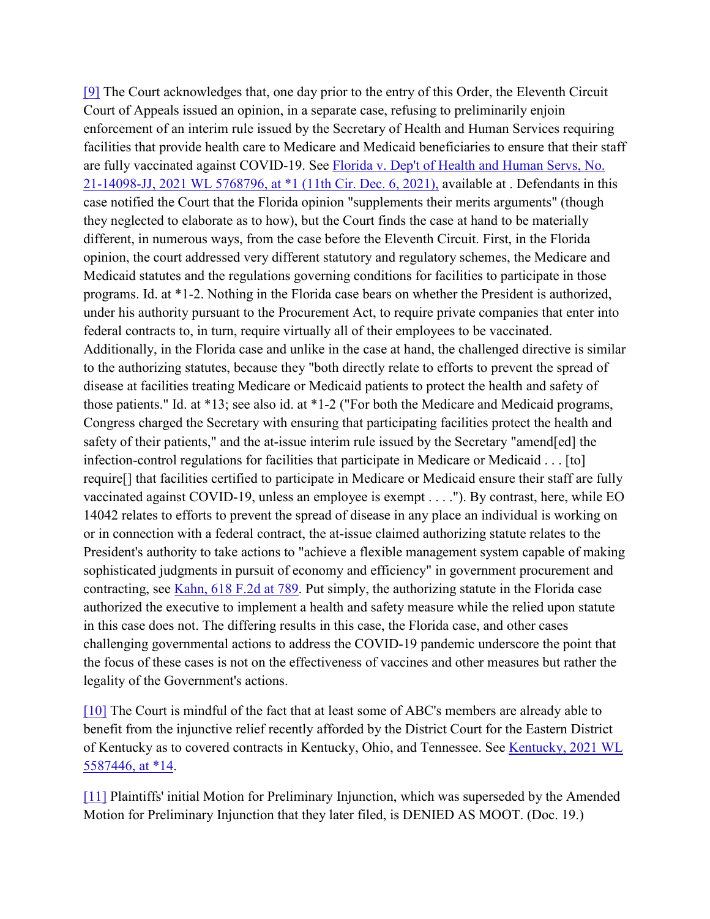[9] The Court acknowledges that, one day prior to the entry of this Order, the Eleventh Circuit Court of Appeals issued an opinion, in a separate case, refusing to preliminarily enjoin enforcement of an interim rule issued by the Secretary of Health and Human Services requiring facilities that provide health care to Medicare and Medicaid beneficiaries to ensure that their staff are fully vaccinated against COVID-19. See Florida v. Dep't of Health and Human Servs, No. 21-14098-JJ, 2021 WL 5768796, at *1 (11th Cir. Dec. 6, 2021), available at . Defendants in this case notified the Court that the Florida opinion "supplements their merits arguments" (though they neglected to elaborate as to how), but the Court finds the case at hand to be materially different, in numerous ways, from the case before the Eleventh Circuit. First, in the Florida opinion, the court addressed very different statutory and regulatory schemes, the Medicare and Medicaid statutes and the regulations governing conditions for facilities to participate in those programs. Id. at *1-2. Nothing in the Florida case bears on whether the President is authorized, under his authority pursuant to the Procurement Act, to require private companies that enter into federal contracts to, in turn, require virtually all of their employees to be vaccinated. Additionally, in the Florida case and unlike in the case at hand, the challenged directive is similar to the authorizing statutes, because they "both directly relate to efforts to prevent the spread of disease at facilities treating Medicare or Medicaid patients to protect the health and safety of those patients." Id. at *13; see also id. at *1-2 ("For both the Medicare and Medicaid programs, Congress charged the Secretary with ensuring that participating facilities protect the health and safety of their patients," and the at-issue interim rule issued by the Secretary "amend[ed] the infection-control regulations for facilities that participate in Medicare or Medicaid . . . [to] require[] that facilities certified to participate in Medicare or Medicaid ensure their staff are fully vaccinated against COVID-19, unless an employee is exempt . . . ."). By contrast, here, while EO 14042 relates to efforts to prevent the spread of disease in any place an individual is working on or in connection with a federal contract, the at-issue claimed authorizing statute relates to the President's authority to take actions to "achieve a flexible management system capable of making sophisticated judgments in pursuit of economy and efficiency" in government procurement and contracting, see Kahn, 618 F.2d at 789. Put simply, the authorizing statute in the Florida case authorized the executive to implement a health and safety measure while the relied upon statute in this case does not. The differing results in this case, the Florida case, and other cases challenging governmental actions to address the COVID-19 pandemic underscore the point that the focus of these cases is not on the effectiveness of vaccines and other measures but rather the legality of the Government's actions.

[10] The Court is mindful of the fact that at least some of ABC's members are already able to benefit from the injunctive relief recently afforded by the District Court for the Eastern District of Kentucky as to covered contracts in Kentucky, Ohio, and Tennessee. See Kentucky, 2021 WL 5587446, at *14.

[11] Plaintiffs' initial Motion for Preliminary Injunction, which was superseded by the Amended Motion for Preliminary Injunction that they later filed, is DENIED AS MOOT. (Doc. 19.)